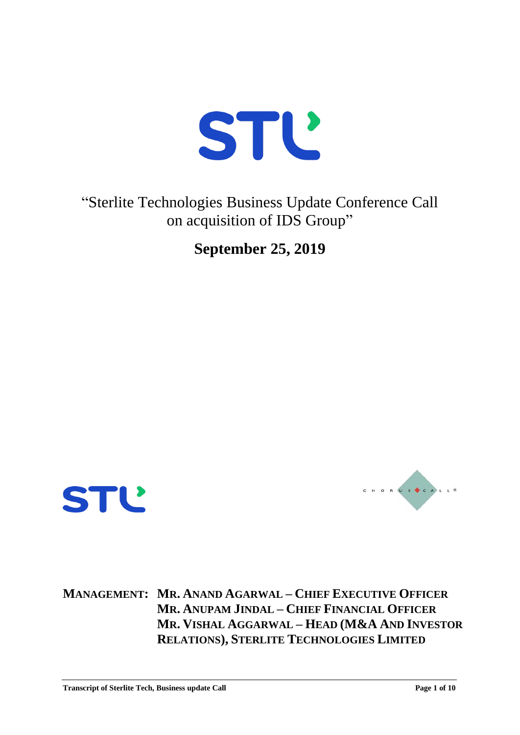# "Sterlite Technologies Business Update Conference Call on acquisition of IDS Group"

## September 25, 2019

**MANAGEMENT: MR. ANAND AGARWAL – CHIEF EXECUTIVE OFFICER**
**MR. ANUPAM JINDAL – CHIEF FINANCIAL OFFICER**
**MR. VISHAL AGGARWAL – HEAD (M&A AND INVESTOR RELATIONS), STERLITE TECHNOLOGIES LIMITED**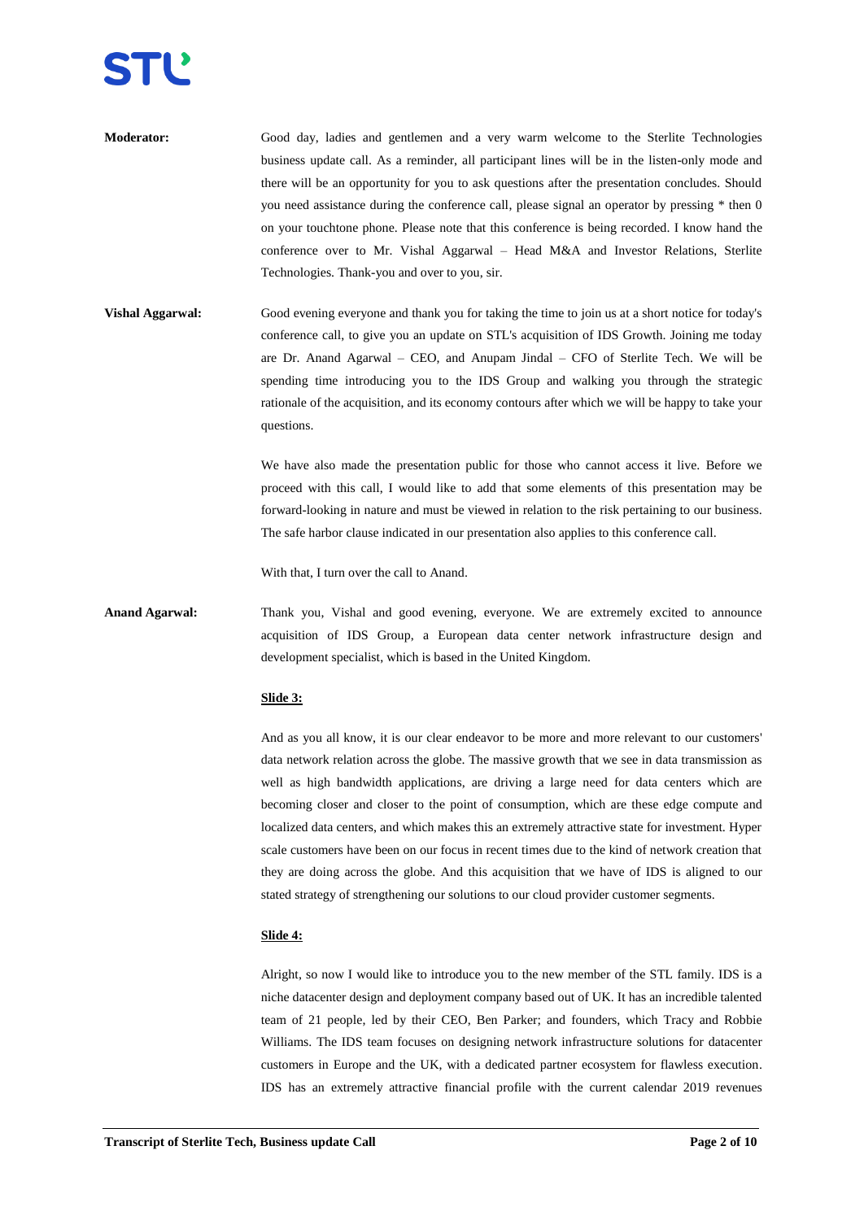**Moderator:** Good day, ladies and gentlemen and a very warm welcome to the Sterlite Technologies business update call. As a reminder, all participant lines will be in the listen-only mode and there will be an opportunity for you to ask questions after the presentation concludes. Should you need assistance during the conference call, please signal an operator by pressing * then 0 on your touchtone phone. Please note that this conference is being recorded. I know hand the conference over to Mr. Vishal Aggarwal – Head M&A and Investor Relations, Sterlite Technologies. Thank-you and over to you, sir.

**Vishal Aggarwal:** Good evening everyone and thank you for taking the time to join us at a short notice for today's conference call, to give you an update on STL's acquisition of IDS Growth. Joining me today are Dr. Anand Agarwal – CEO, and Anupam Jindal – CFO of Sterlite Tech. We will be spending time introducing you to the IDS Group and walking you through the strategic rationale of the acquisition, and its economy contours after which we will be happy to take your questions.

We have also made the presentation public for those who cannot access it live. Before we proceed with this call, I would like to add that some elements of this presentation may be forward-looking in nature and must be viewed in relation to the risk pertaining to our business. The safe harbor clause indicated in our presentation also applies to this conference call.

With that, I turn over the call to Anand.

**Anand Agarwal:** Thank you, Vishal and good evening, everyone. We are extremely excited to announce acquisition of IDS Group, a European data center network infrastructure design and development specialist, which is based in the United Kingdom.

**Slide 3:**

And as you all know, it is our clear endeavor to be more and more relevant to our customers' data network relation across the globe. The massive growth that we see in data transmission as well as high bandwidth applications, are driving a large need for data centers which are becoming closer and closer to the point of consumption, which are these edge compute and localized data centers, and which makes this an extremely attractive state for investment. Hyper scale customers have been on our focus in recent times due to the kind of network creation that they are doing across the globe. And this acquisition that we have of IDS is aligned to our stated strategy of strengthening our solutions to our cloud provider customer segments.

**Slide 4:**

Alright, so now I would like to introduce you to the new member of the STL family. IDS is a niche datacenter design and deployment company based out of UK. It has an incredible talented team of 21 people, led by their CEO, Ben Parker; and founders, which Tracy and Robbie Williams. The IDS team focuses on designing network infrastructure solutions for datacenter customers in Europe and the UK, with a dedicated partner ecosystem for flawless execution. IDS has an extremely attractive financial profile with the current calendar 2019 revenues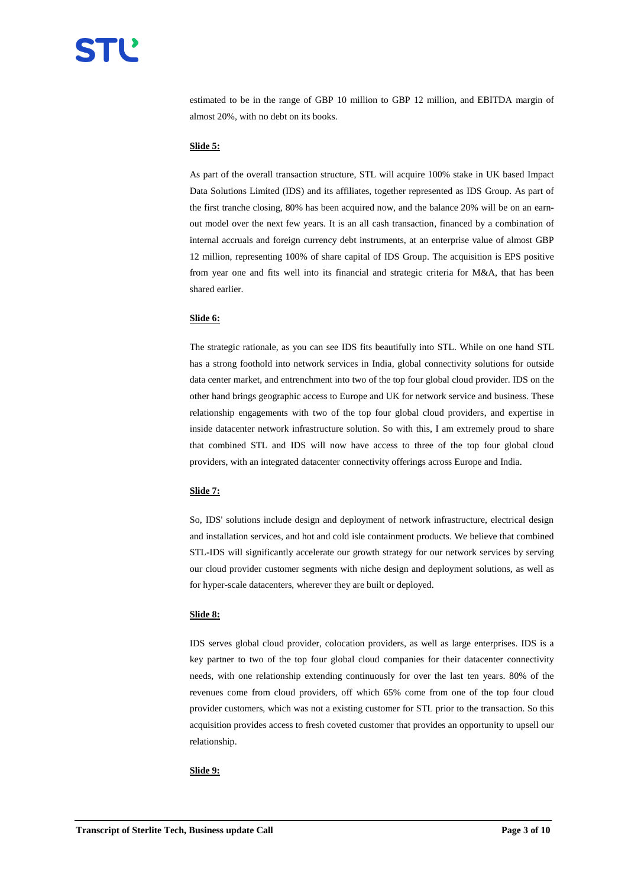estimated to be in the range of GBP 10 million to GBP 12 million, and EBITDA margin of almost 20%, with no debt on its books.

**Slide 5:**

As part of the overall transaction structure, STL will acquire 100% stake in UK based Impact Data Solutions Limited (IDS) and its affiliates, together represented as IDS Group. As part of the first tranche closing, 80% has been acquired now, and the balance 20% will be on an earn-out model over the next few years. It is an all cash transaction, financed by a combination of internal accruals and foreign currency debt instruments, at an enterprise value of almost GBP 12 million, representing 100% of share capital of IDS Group. The acquisition is EPS positive from year one and fits well into its financial and strategic criteria for M&A, that has been shared earlier.

**Slide 6:**

The strategic rationale, as you can see IDS fits beautifully into STL. While on one hand STL has a strong foothold into network services in India, global connectivity solutions for outside data center market, and entrenchment into two of the top four global cloud provider. IDS on the other hand brings geographic access to Europe and UK for network service and business. These relationship engagements with two of the top four global cloud providers, and expertise in inside datacenter network infrastructure solution. So with this, I am extremely proud to share that combined STL and IDS will now have access to three of the top four global cloud providers, with an integrated datacenter connectivity offerings across Europe and India.

**Slide 7:**

So, IDS' solutions include design and deployment of network infrastructure, electrical design and installation services, and hot and cold isle containment products. We believe that combined STL-IDS will significantly accelerate our growth strategy for our network services by serving our cloud provider customer segments with niche design and deployment solutions, as well as for hyper-scale datacenters, wherever they are built or deployed.

**Slide 8:**

IDS serves global cloud provider, colocation providers, as well as large enterprises. IDS is a key partner to two of the top four global cloud companies for their datacenter connectivity needs, with one relationship extending continuously for over the last ten years. 80% of the revenues come from cloud providers, off which 65% come from one of the top four cloud provider customers, which was not a existing customer for STL prior to the transaction. So this acquisition provides access to fresh coveted customer that provides an opportunity to upsell our relationship.

**Slide 9:**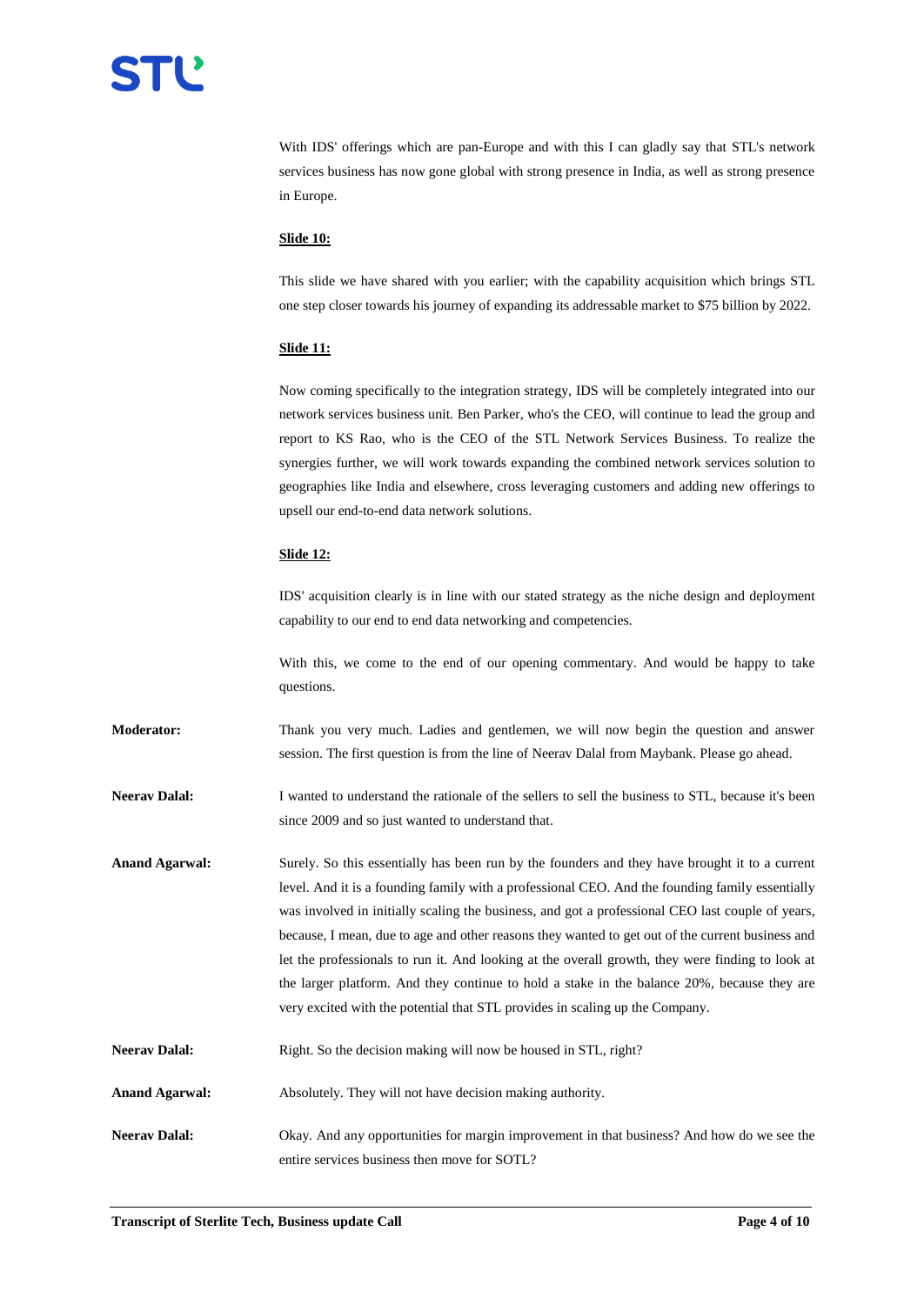With IDS' offerings which are pan-Europe and with this I can gladly say that STL's network services business has now gone global with strong presence in India, as well as strong presence in Europe.

**Slide 10:**

This slide we have shared with you earlier; with the capability acquisition which brings STL one step closer towards his journey of expanding its addressable market to $75 billion by 2022.

**Slide 11:**

Now coming specifically to the integration strategy, IDS will be completely integrated into our network services business unit. Ben Parker, who's the CEO, will continue to lead the group and report to KS Rao, who is the CEO of the STL Network Services Business. To realize the synergies further, we will work towards expanding the combined network services solution to geographies like India and elsewhere, cross leveraging customers and adding new offerings to upsell our end-to-end data network solutions.

**Slide 12:**

IDS' acquisition clearly is in line with our stated strategy as the niche design and deployment capability to our end to end data networking and competencies.

With this, we come to the end of our opening commentary. And would be happy to take questions.

**Moderator:** Thank you very much. Ladies and gentlemen, we will now begin the question and answer session. The first question is from the line of Neerav Dalal from Maybank. Please go ahead.

**Neerav Dalal:** I wanted to understand the rationale of the sellers to sell the business to STL, because it's been since 2009 and so just wanted to understand that.

**Anand Agarwal:** Surely. So this essentially has been run by the founders and they have brought it to a current level. And it is a founding family with a professional CEO. And the founding family essentially was involved in initially scaling the business, and got a professional CEO last couple of years, because, I mean, due to age and other reasons they wanted to get out of the current business and let the professionals to run it. And looking at the overall growth, they were finding to look at the larger platform. And they continue to hold a stake in the balance 20%, because they are very excited with the potential that STL provides in scaling up the Company.

**Neerav Dalal:** Right. So the decision making will now be housed in STL, right?

**Anand Agarwal:** Absolutely. They will not have decision making authority.

**Neerav Dalal:** Okay. And any opportunities for margin improvement in that business? And how do we see the entire services business then move for SOTL?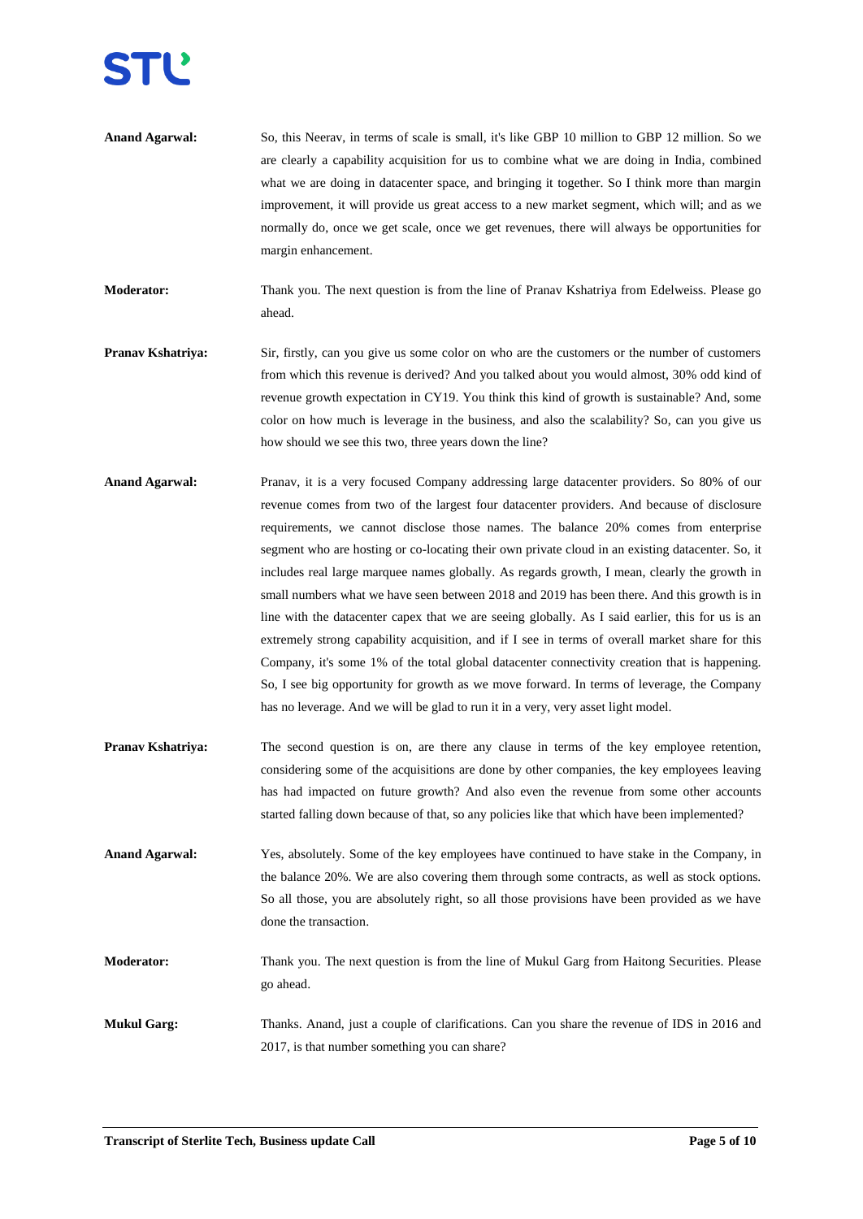**Anand Agarwal:** So, this Neerav, in terms of scale is small, it's like GBP 10 million to GBP 12 million. So we are clearly a capability acquisition for us to combine what we are doing in India, combined what we are doing in datacenter space, and bringing it together. So I think more than margin improvement, it will provide us great access to a new market segment, which will; and as we normally do, once we get scale, once we get revenues, there will always be opportunities for margin enhancement.

**Moderator:** Thank you. The next question is from the line of Pranav Kshatriya from Edelweiss. Please go ahead.

**Pranav Kshatriya:** Sir, firstly, can you give us some color on who are the customers or the number of customers from which this revenue is derived? And you talked about you would almost, 30% odd kind of revenue growth expectation in CY19. You think this kind of growth is sustainable? And, some color on how much is leverage in the business, and also the scalability? So, can you give us how should we see this two, three years down the line?

**Anand Agarwal:** Pranav, it is a very focused Company addressing large datacenter providers. So 80% of our revenue comes from two of the largest four datacenter providers. And because of disclosure requirements, we cannot disclose those names. The balance 20% comes from enterprise segment who are hosting or co-locating their own private cloud in an existing datacenter. So, it includes real large marquee names globally. As regards growth, I mean, clearly the growth in small numbers what we have seen between 2018 and 2019 has been there. And this growth is in line with the datacenter capex that we are seeing globally. As I said earlier, this for us is an extremely strong capability acquisition, and if I see in terms of overall market share for this Company, it's some 1% of the total global datacenter connectivity creation that is happening. So, I see big opportunity for growth as we move forward. In terms of leverage, the Company has no leverage. And we will be glad to run it in a very, very asset light model.

**Pranav Kshatriya:** The second question is on, are there any clause in terms of the key employee retention, considering some of the acquisitions are done by other companies, the key employees leaving has had impacted on future growth? And also even the revenue from some other accounts started falling down because of that, so any policies like that which have been implemented?

**Anand Agarwal:** Yes, absolutely. Some of the key employees have continued to have stake in the Company, in the balance 20%. We are also covering them through some contracts, as well as stock options. So all those, you are absolutely right, so all those provisions have been provided as we have done the transaction.

**Moderator:** Thank you. The next question is from the line of Mukul Garg from Haitong Securities. Please go ahead.

**Mukul Garg:** Thanks. Anand, just a couple of clarifications. Can you share the revenue of IDS in 2016 and 2017, is that number something you can share?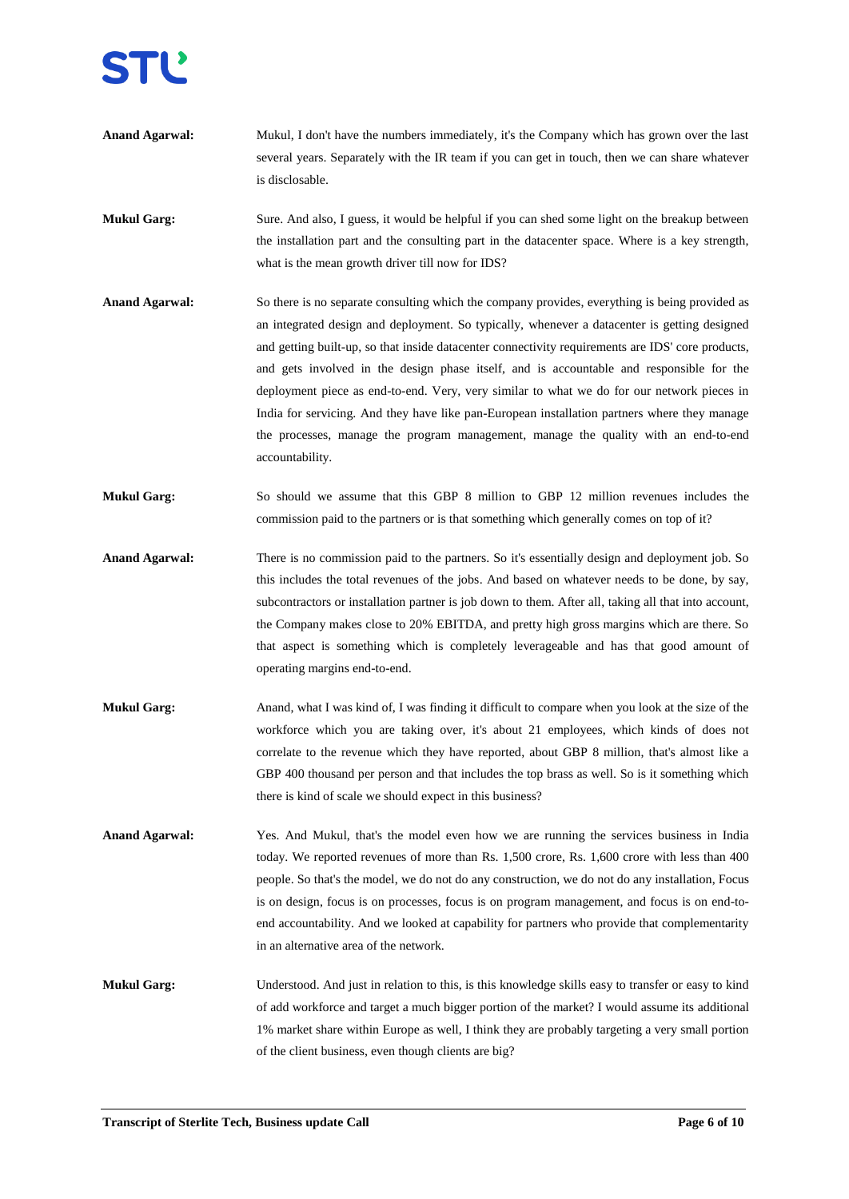**Anand Agarwal:** Mukul, I don't have the numbers immediately, it's the Company which has grown over the last several years. Separately with the IR team if you can get in touch, then we can share whatever is disclosable.

**Mukul Garg:** Sure. And also, I guess, it would be helpful if you can shed some light on the breakup between the installation part and the consulting part in the datacenter space. Where is a key strength, what is the mean growth driver till now for IDS?

**Anand Agarwal:** So there is no separate consulting which the company provides, everything is being provided as an integrated design and deployment. So typically, whenever a datacenter is getting designed and getting built-up, so that inside datacenter connectivity requirements are IDS' core products, and gets involved in the design phase itself, and is accountable and responsible for the deployment piece as end-to-end. Very, very similar to what we do for our network pieces in India for servicing. And they have like pan-European installation partners where they manage the processes, manage the program management, manage the quality with an end-to-end accountability.

**Mukul Garg:** So should we assume that this GBP 8 million to GBP 12 million revenues includes the commission paid to the partners or is that something which generally comes on top of it?

**Anand Agarwal:** There is no commission paid to the partners. So it's essentially design and deployment job. So this includes the total revenues of the jobs. And based on whatever needs to be done, by say, subcontractors or installation partner is job down to them. After all, taking all that into account, the Company makes close to 20% EBITDA, and pretty high gross margins which are there. So that aspect is something which is completely leverageable and has that good amount of operating margins end-to-end.

**Mukul Garg:** Anand, what I was kind of, I was finding it difficult to compare when you look at the size of the workforce which you are taking over, it's about 21 employees, which kinds of does not correlate to the revenue which they have reported, about GBP 8 million, that's almost like a GBP 400 thousand per person and that includes the top brass as well. So is it something which there is kind of scale we should expect in this business?

**Anand Agarwal:** Yes. And Mukul, that's the model even how we are running the services business in India today. We reported revenues of more than Rs. 1,500 crore, Rs. 1,600 crore with less than 400 people. So that's the model, we do not do any construction, we do not do any installation, Focus is on design, focus is on processes, focus is on program management, and focus is on end-to-end accountability. And we looked at capability for partners who provide that complementarity in an alternative area of the network.

**Mukul Garg:** Understood. And just in relation to this, is this knowledge skills easy to transfer or easy to kind of add workforce and target a much bigger portion of the market? I would assume its additional 1% market share within Europe as well, I think they are probably targeting a very small portion of the client business, even though clients are big?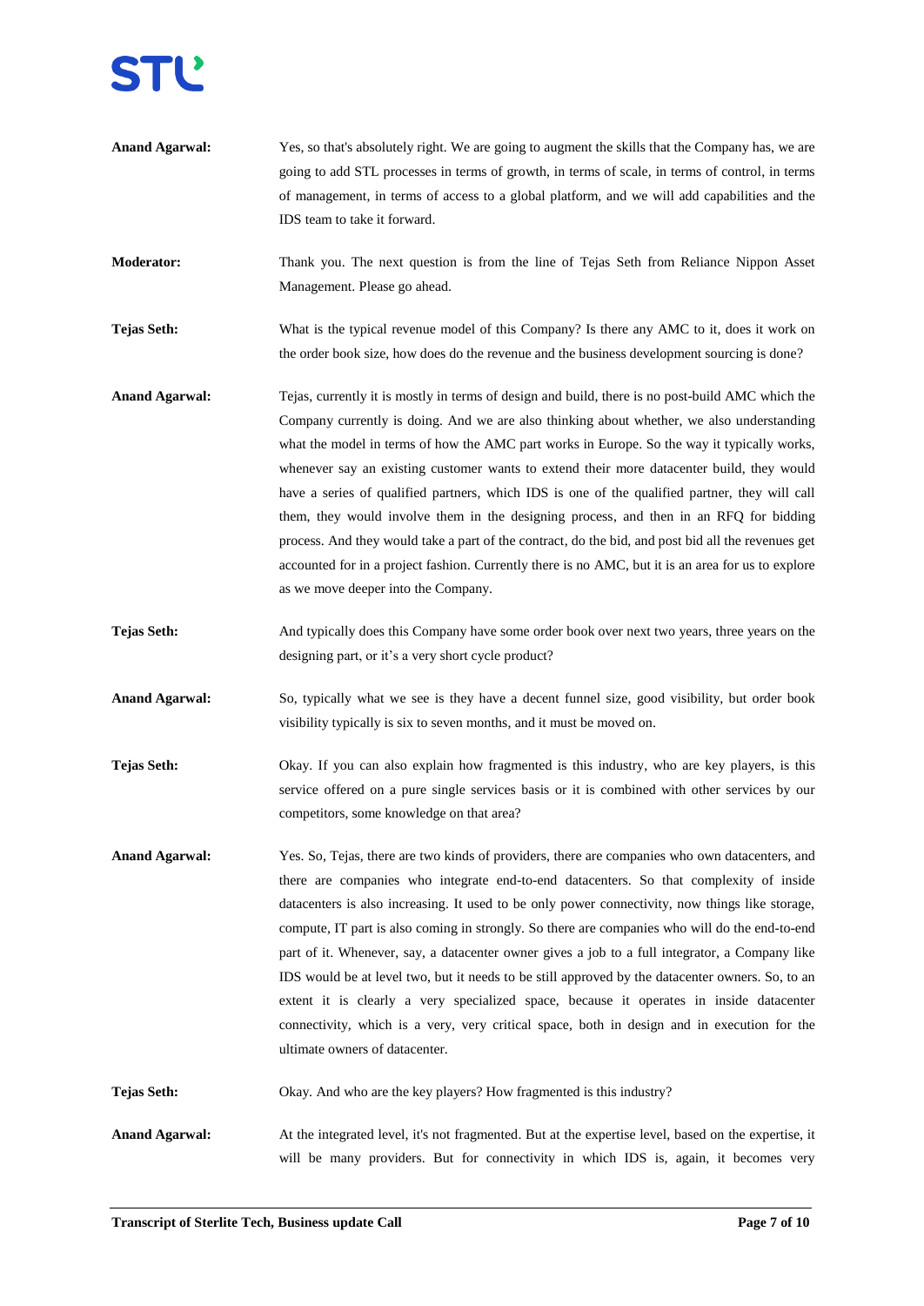**Anand Agarwal:** Yes, so that's absolutely right. We are going to augment the skills that the Company has, we are going to add STL processes in terms of growth, in terms of scale, in terms of control, in terms of management, in terms of access to a global platform, and we will add capabilities and the IDS team to take it forward.

**Moderator:** Thank you. The next question is from the line of Tejas Seth from Reliance Nippon Asset Management. Please go ahead.

**Tejas Seth:** What is the typical revenue model of this Company? Is there any AMC to it, does it work on the order book size, how does do the revenue and the business development sourcing is done?

**Anand Agarwal:** Tejas, currently it is mostly in terms of design and build, there is no post-build AMC which the Company currently is doing. And we are also thinking about whether, we also understanding what the model in terms of how the AMC part works in Europe. So the way it typically works, whenever say an existing customer wants to extend their more datacenter build, they would have a series of qualified partners, which IDS is one of the qualified partner, they will call them, they would involve them in the designing process, and then in an RFQ for bidding process. And they would take a part of the contract, do the bid, and post bid all the revenues get accounted for in a project fashion. Currently there is no AMC, but it is an area for us to explore as we move deeper into the Company.

**Tejas Seth:** And typically does this Company have some order book over next two years, three years on the designing part, or it's a very short cycle product?

**Anand Agarwal:** So, typically what we see is they have a decent funnel size, good visibility, but order book visibility typically is six to seven months, and it must be moved on.

**Tejas Seth:** Okay. If you can also explain how fragmented is this industry, who are key players, is this service offered on a pure single services basis or it is combined with other services by our competitors, some knowledge on that area?

**Anand Agarwal:** Yes. So, Tejas, there are two kinds of providers, there are companies who own datacenters, and there are companies who integrate end-to-end datacenters. So that complexity of inside datacenters is also increasing. It used to be only power connectivity, now things like storage, compute, IT part is also coming in strongly. So there are companies who will do the end-to-end part of it. Whenever, say, a datacenter owner gives a job to a full integrator, a Company like IDS would be at level two, but it needs to be still approved by the datacenter owners. So, to an extent it is clearly a very specialized space, because it operates in inside datacenter connectivity, which is a very, very critical space, both in design and in execution for the ultimate owners of datacenter.

**Tejas Seth:** Okay. And who are the key players? How fragmented is this industry?

**Anand Agarwal:** At the integrated level, it's not fragmented. But at the expertise level, based on the expertise, it will be many providers. But for connectivity in which IDS is, again, it becomes very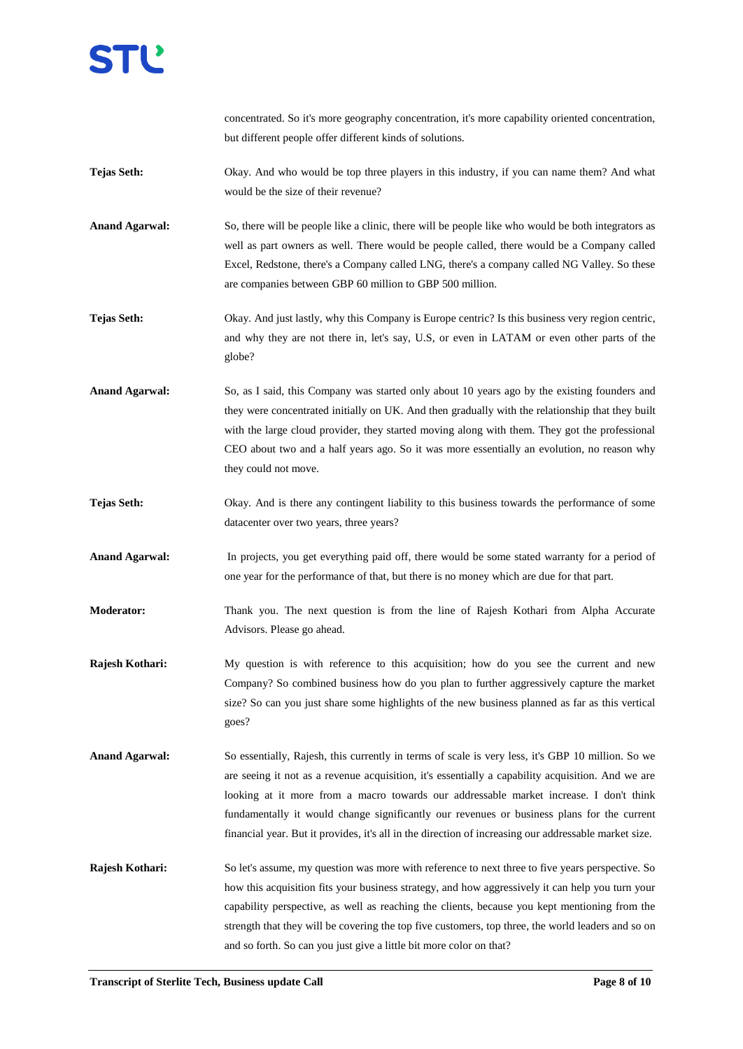concentrated. So it's more geography concentration, it's more capability oriented concentration, but different people offer different kinds of solutions.

**Tejas Seth:** Okay. And who would be top three players in this industry, if you can name them? And what would be the size of their revenue?

**Anand Agarwal:** So, there will be people like a clinic, there will be people like who would be both integrators as well as part owners as well. There would be people called, there would be a Company called Excel, Redstone, there's a Company called LNG, there's a company called NG Valley. So these are companies between GBP 60 million to GBP 500 million.

**Tejas Seth:** Okay. And just lastly, why this Company is Europe centric? Is this business very region centric, and why they are not there in, let's say, U.S, or even in LATAM or even other parts of the globe?

**Anand Agarwal:** So, as I said, this Company was started only about 10 years ago by the existing founders and they were concentrated initially on UK. And then gradually with the relationship that they built with the large cloud provider, they started moving along with them. They got the professional CEO about two and a half years ago. So it was more essentially an evolution, no reason why they could not move.

**Tejas Seth:** Okay. And is there any contingent liability to this business towards the performance of some datacenter over two years, three years?

**Anand Agarwal:** In projects, you get everything paid off, there would be some stated warranty for a period of one year for the performance of that, but there is no money which are due for that part.

**Moderator:** Thank you. The next question is from the line of Rajesh Kothari from Alpha Accurate Advisors. Please go ahead.

**Rajesh Kothari:** My question is with reference to this acquisition; how do you see the current and new Company? So combined business how do you plan to further aggressively capture the market size? So can you just share some highlights of the new business planned as far as this vertical goes?

**Anand Agarwal:** So essentially, Rajesh, this currently in terms of scale is very less, it's GBP 10 million. So we are seeing it not as a revenue acquisition, it's essentially a capability acquisition. And we are looking at it more from a macro towards our addressable market increase. I don't think fundamentally it would change significantly our revenues or business plans for the current financial year. But it provides, it's all in the direction of increasing our addressable market size.

**Rajesh Kothari:** So let's assume, my question was more with reference to next three to five years perspective. So how this acquisition fits your business strategy, and how aggressively it can help you turn your capability perspective, as well as reaching the clients, because you kept mentioning from the strength that they will be covering the top five customers, top three, the world leaders and so on and so forth. So can you just give a little bit more color on that?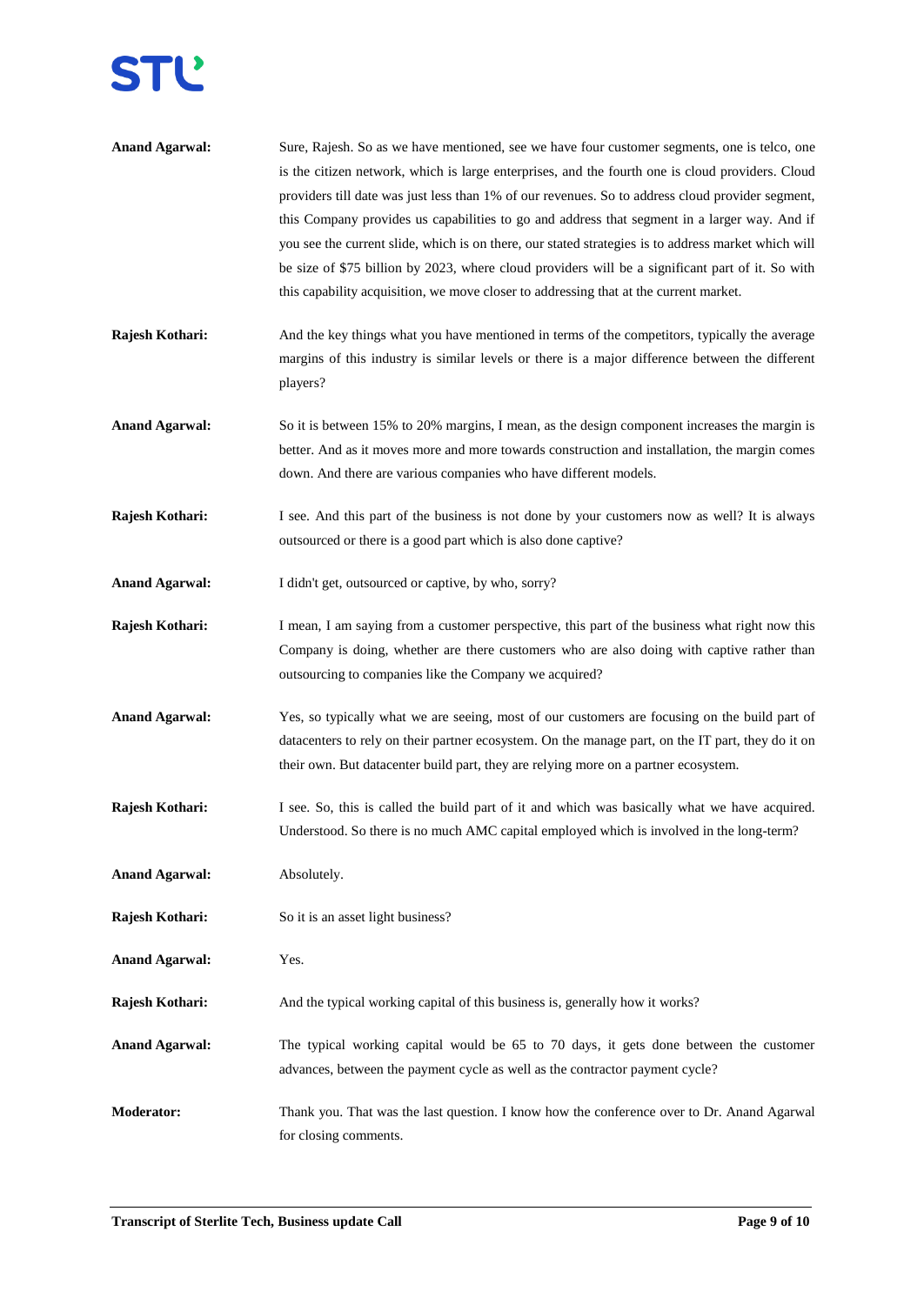**Anand Agarwal:** Sure, Rajesh. So as we have mentioned, see we have four customer segments, one is telco, one is the citizen network, which is large enterprises, and the fourth one is cloud providers. Cloud providers till date was just less than 1% of our revenues. So to address cloud provider segment, this Company provides us capabilities to go and address that segment in a larger way. And if you see the current slide, which is on there, our stated strategies is to address market which will be size of $75 billion by 2023, where cloud providers will be a significant part of it. So with this capability acquisition, we move closer to addressing that at the current market.

**Rajesh Kothari:** And the key things what you have mentioned in terms of the competitors, typically the average margins of this industry is similar levels or there is a major difference between the different players?

**Anand Agarwal:** So it is between 15% to 20% margins, I mean, as the design component increases the margin is better. And as it moves more and more towards construction and installation, the margin comes down. And there are various companies who have different models.

**Rajesh Kothari:** I see. And this part of the business is not done by your customers now as well? It is always outsourced or there is a good part which is also done captive?

**Anand Agarwal:** I didn't get, outsourced or captive, by who, sorry?

**Rajesh Kothari:** I mean, I am saying from a customer perspective, this part of the business what right now this Company is doing, whether are there customers who are also doing with captive rather than outsourcing to companies like the Company we acquired?

**Anand Agarwal:** Yes, so typically what we are seeing, most of our customers are focusing on the build part of datacenters to rely on their partner ecosystem. On the manage part, on the IT part, they do it on their own. But datacenter build part, they are relying more on a partner ecosystem.

**Rajesh Kothari:** I see. So, this is called the build part of it and which was basically what we have acquired. Understood. So there is no much AMC capital employed which is involved in the long-term?

**Anand Agarwal:** Absolutely.

**Rajesh Kothari:** So it is an asset light business?

**Anand Agarwal:** Yes.

**Rajesh Kothari:** And the typical working capital of this business is, generally how it works?

**Anand Agarwal:** The typical working capital would be 65 to 70 days, it gets done between the customer advances, between the payment cycle as well as the contractor payment cycle?

**Moderator:** Thank you. That was the last question. I know how the conference over to Dr. Anand Agarwal for closing comments.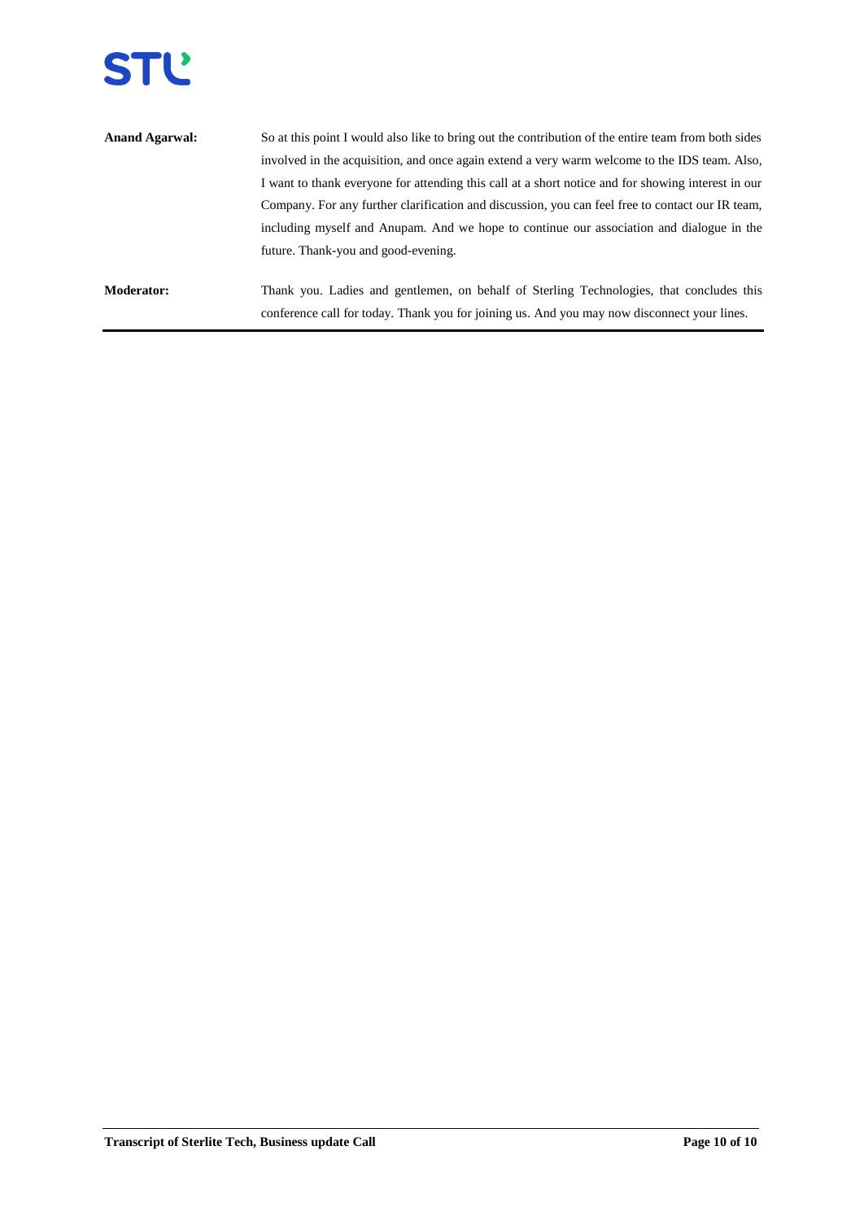**Anand Agarwal:** So at this point I would also like to bring out the contribution of the entire team from both sides involved in the acquisition, and once again extend a very warm welcome to the IDS team. Also, I want to thank everyone for attending this call at a short notice and for showing interest in our Company. For any further clarification and discussion, you can feel free to contact our IR team, including myself and Anupam. And we hope to continue our association and dialogue in the future. Thank-you and good-evening.

**Moderator:** Thank you. Ladies and gentlemen, on behalf of Sterling Technologies, that concludes this conference call for today. Thank you for joining us. And you may now disconnect your lines.